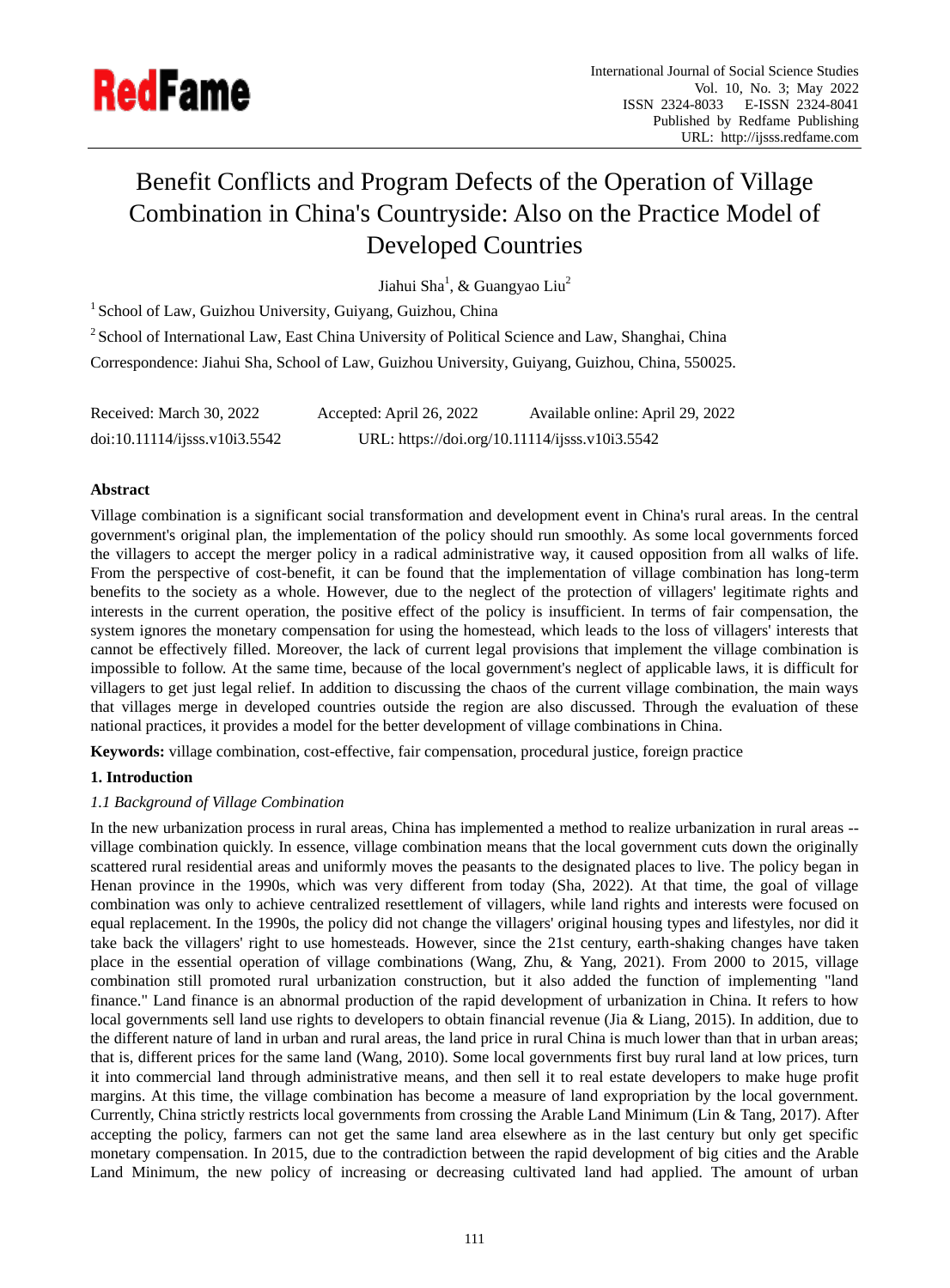# Benefit Conflicts and Program Defects of the Operation of Village Combination in China's Countryside: Also on the Practice Model of Developed Countries

Jiahui Sha[1], & Guangyao Liu[2]

[1] School of Law, Guizhou University, Guiyang, Guizhou, China

[2] School of International Law, East China University of Political Science and Law, Shanghai, China

Correspondence: Jiahui Sha, School of Law, Guizhou University, Guiyang, Guizhou, China, 550025.

Received: March 30, 2022 Accepted: April 26, 2022 Available online: April 29, 2022

doi:10.11114/ijsss.v10i3.5542 URL: https://doi.org/10.11114/ijsss.v10i3.5542

## Abstract

Village combination is a significant social transformation and development event in China's rural areas. In the central government's original plan, the implementation of the policy should run smoothly. As some local governments forced the villagers to accept the merger policy in a radical administrative way, it caused opposition from all walks of life. From the perspective of cost-benefit, it can be found that the implementation of village combination has long-term benefits to the society as a whole. However, due to the neglect of the protection of villagers' legitimate rights and interests in the current operation, the positive effect of the policy is insufficient. In terms of fair compensation, the system ignores the monetary compensation for using the homestead, which leads to the loss of villagers' interests that cannot be effectively filled. Moreover, the lack of current legal provisions that implement the village combination is impossible to follow. At the same time, because of the local government's neglect of applicable laws, it is difficult for villagers to get just legal relief. In addition to discussing the chaos of the current village combination, the main ways that villages merge in developed countries outside the region are also discussed. Through the evaluation of these national practices, it provides a model for the better development of village combinations in China.

**Keywords:** village combination, cost-effective, fair compensation, procedural justice, foreign practice

## 1. Introduction

### *1.1 Background of Village Combination*

In the new urbanization process in rural areas, China has implemented a method to realize urbanization in rural areas -- village combination quickly. In essence, village combination means that the local government cuts down the originally scattered rural residential areas and uniformly moves the peasants to the designated places to live. The policy began in Henan province in the 1990s, which was very different from today (Sha, 2022). At that time, the goal of village combination was only to achieve centralized resettlement of villagers, while land rights and interests were focused on equal replacement. In the 1990s, the policy did not change the villagers' original housing types and lifestyles, nor did it take back the villagers' right to use homesteads. However, since the 21st century, earth-shaking changes have taken place in the essential operation of village combinations (Wang, Zhu, & Yang, 2021). From 2000 to 2015, village combination still promoted rural urbanization construction, but it also added the function of implementing "land finance." Land finance is an abnormal production of the rapid development of urbanization in China. It refers to how local governments sell land use rights to developers to obtain financial revenue (Jia & Liang, 2015). In addition, due to the different nature of land in urban and rural areas, the land price in rural China is much lower than that in urban areas; that is, different prices for the same land (Wang, 2010). Some local governments first buy rural land at low prices, turn it into commercial land through administrative means, and then sell it to real estate developers to make huge profit margins. At this time, the village combination has become a measure of land expropriation by the local government. Currently, China strictly restricts local governments from crossing the Arable Land Minimum (Lin & Tang, 2017). After accepting the policy, farmers can not get the same land area elsewhere as in the last century but only get specific monetary compensation. In 2015, due to the contradiction between the rapid development of big cities and the Arable Land Minimum, the new policy of increasing or decreasing cultivated land had applied. The amount of urban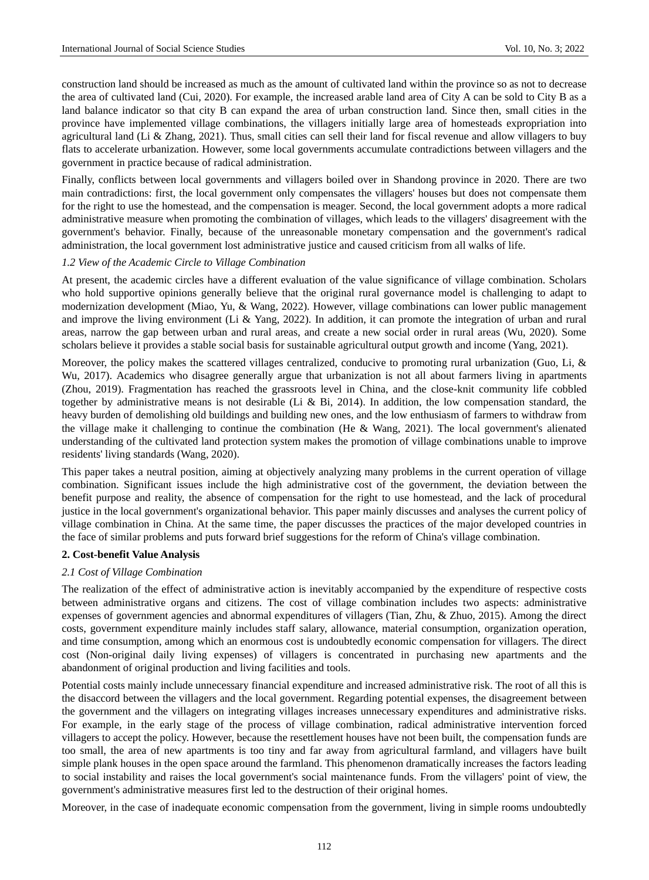construction land should be increased as much as the amount of cultivated land within the province so as not to decrease the area of cultivated land (Cui, 2020). For example, the increased arable land area of City A can be sold to City B as a land balance indicator so that city B can expand the area of urban construction land. Since then, small cities in the province have implemented village combinations, the villagers initially large area of homesteads expropriation into agricultural land (Li & Zhang, 2021). Thus, small cities can sell their land for fiscal revenue and allow villagers to buy flats to accelerate urbanization. However, some local governments accumulate contradictions between villagers and the government in practice because of radical administration.

Finally, conflicts between local governments and villagers boiled over in Shandong province in 2020. There are two main contradictions: first, the local government only compensates the villagers' houses but does not compensate them for the right to use the homestead, and the compensation is meager. Second, the local government adopts a more radical administrative measure when promoting the combination of villages, which leads to the villagers' disagreement with the government's behavior. Finally, because of the unreasonable monetary compensation and the government's radical administration, the local government lost administrative justice and caused criticism from all walks of life.

### *1.2 View of the Academic Circle to Village Combination*

At present, the academic circles have a different evaluation of the value significance of village combination. Scholars who hold supportive opinions generally believe that the original rural governance model is challenging to adapt to modernization development (Miao, Yu, & Wang, 2022). However, village combinations can lower public management and improve the living environment (Li & Yang, 2022). In addition, it can promote the integration of urban and rural areas, narrow the gap between urban and rural areas, and create a new social order in rural areas (Wu, 2020). Some scholars believe it provides a stable social basis for sustainable agricultural output growth and income (Yang, 2021).

Moreover, the policy makes the scattered villages centralized, conducive to promoting rural urbanization (Guo, Li, & Wu, 2017). Academics who disagree generally argue that urbanization is not all about farmers living in apartments (Zhou, 2019). Fragmentation has reached the grassroots level in China, and the close-knit community life cobbled together by administrative means is not desirable (Li & Bi, 2014). In addition, the low compensation standard, the heavy burden of demolishing old buildings and building new ones, and the low enthusiasm of farmers to withdraw from the village make it challenging to continue the combination (He & Wang, 2021). The local government's alienated understanding of the cultivated land protection system makes the promotion of village combinations unable to improve residents' living standards (Wang, 2020).

This paper takes a neutral position, aiming at objectively analyzing many problems in the current operation of village combination. Significant issues include the high administrative cost of the government, the deviation between the benefit purpose and reality, the absence of compensation for the right to use homestead, and the lack of procedural justice in the local government's organizational behavior. This paper mainly discusses and analyses the current policy of village combination in China. At the same time, the paper discusses the practices of the major developed countries in the face of similar problems and puts forward brief suggestions for the reform of China's village combination.

## **2. Cost-benefit Value Analysis**

### *2.1 Cost of Village Combination*

The realization of the effect of administrative action is inevitably accompanied by the expenditure of respective costs between administrative organs and citizens. The cost of village combination includes two aspects: administrative expenses of government agencies and abnormal expenditures of villagers (Tian, Zhu, & Zhuo, 2015). Among the direct costs, government expenditure mainly includes staff salary, allowance, material consumption, organization operation, and time consumption, among which an enormous cost is undoubtedly economic compensation for villagers. The direct cost (Non-original daily living expenses) of villagers is concentrated in purchasing new apartments and the abandonment of original production and living facilities and tools.

Potential costs mainly include unnecessary financial expenditure and increased administrative risk. The root of all this is the disaccord between the villagers and the local government. Regarding potential expenses, the disagreement between the government and the villagers on integrating villages increases unnecessary expenditures and administrative risks. For example, in the early stage of the process of village combination, radical administrative intervention forced villagers to accept the policy. However, because the resettlement houses have not been built, the compensation funds are too small, the area of new apartments is too tiny and far away from agricultural farmland, and villagers have built simple plank houses in the open space around the farmland. This phenomenon dramatically increases the factors leading to social instability and raises the local government's social maintenance funds. From the villagers' point of view, the government's administrative measures first led to the destruction of their original homes.

Moreover, in the case of inadequate economic compensation from the government, living in simple rooms undoubtedly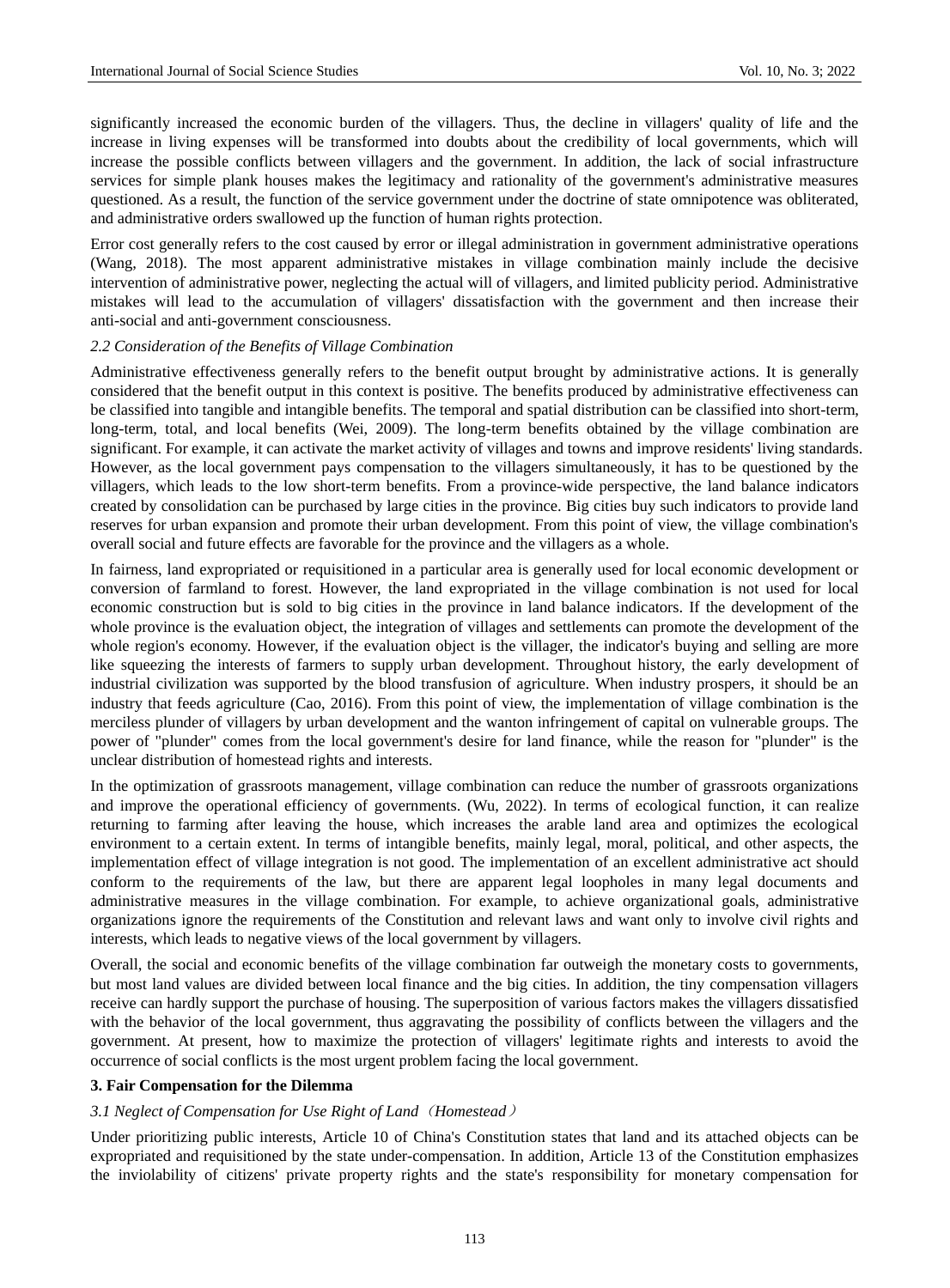significantly increased the economic burden of the villagers. Thus, the decline in villagers' quality of life and the increase in living expenses will be transformed into doubts about the credibility of local governments, which will increase the possible conflicts between villagers and the government. In addition, the lack of social infrastructure services for simple plank houses makes the legitimacy and rationality of the government's administrative measures questioned. As a result, the function of the service government under the doctrine of state omnipotence was obliterated, and administrative orders swallowed up the function of human rights protection.

Error cost generally refers to the cost caused by error or illegal administration in government administrative operations (Wang, 2018). The most apparent administrative mistakes in village combination mainly include the decisive intervention of administrative power, neglecting the actual will of villagers, and limited publicity period. Administrative mistakes will lead to the accumulation of villagers' dissatisfaction with the government and then increase their anti-social and anti-government consciousness.

### *2.2 Consideration of the Benefits of Village Combination*

Administrative effectiveness generally refers to the benefit output brought by administrative actions. It is generally considered that the benefit output in this context is positive. The benefits produced by administrative effectiveness can be classified into tangible and intangible benefits. The temporal and spatial distribution can be classified into short-term, long-term, total, and local benefits (Wei, 2009). The long-term benefits obtained by the village combination are significant. For example, it can activate the market activity of villages and towns and improve residents' living standards. However, as the local government pays compensation to the villagers simultaneously, it has to be questioned by the villagers, which leads to the low short-term benefits. From a province-wide perspective, the land balance indicators created by consolidation can be purchased by large cities in the province. Big cities buy such indicators to provide land reserves for urban expansion and promote their urban development. From this point of view, the village combination's overall social and future effects are favorable for the province and the villagers as a whole.

In fairness, land expropriated or requisitioned in a particular area is generally used for local economic development or conversion of farmland to forest. However, the land expropriated in the village combination is not used for local economic construction but is sold to big cities in the province in land balance indicators. If the development of the whole province is the evaluation object, the integration of villages and settlements can promote the development of the whole region's economy. However, if the evaluation object is the villager, the indicator's buying and selling are more like squeezing the interests of farmers to supply urban development. Throughout history, the early development of industrial civilization was supported by the blood transfusion of agriculture. When industry prospers, it should be an industry that feeds agriculture (Cao, 2016). From this point of view, the implementation of village combination is the merciless plunder of villagers by urban development and the wanton infringement of capital on vulnerable groups. The power of "plunder" comes from the local government's desire for land finance, while the reason for "plunder" is the unclear distribution of homestead rights and interests.

In the optimization of grassroots management, village combination can reduce the number of grassroots organizations and improve the operational efficiency of governments. (Wu, 2022). In terms of ecological function, it can realize returning to farming after leaving the house, which increases the arable land area and optimizes the ecological environment to a certain extent. In terms of intangible benefits, mainly legal, moral, political, and other aspects, the implementation effect of village integration is not good. The implementation of an excellent administrative act should conform to the requirements of the law, but there are apparent legal loopholes in many legal documents and administrative measures in the village combination. For example, to achieve organizational goals, administrative organizations ignore the requirements of the Constitution and relevant laws and want only to involve civil rights and interests, which leads to negative views of the local government by villagers.

Overall, the social and economic benefits of the village combination far outweigh the monetary costs to governments, but most land values are divided between local finance and the big cities. In addition, the tiny compensation villagers receive can hardly support the purchase of housing. The superposition of various factors makes the villagers dissatisfied with the behavior of the local government, thus aggravating the possibility of conflicts between the villagers and the government. At present, how to maximize the protection of villagers' legitimate rights and interests to avoid the occurrence of social conflicts is the most urgent problem facing the local government.

## **3. Fair Compensation for the Dilemma**

### *3.1 Neglect of Compensation for Use Right of Land（Homestead）*

Under prioritizing public interests, Article 10 of China's Constitution states that land and its attached objects can be expropriated and requisitioned by the state under-compensation. In addition, Article 13 of the Constitution emphasizes the inviolability of citizens' private property rights and the state's responsibility for monetary compensation for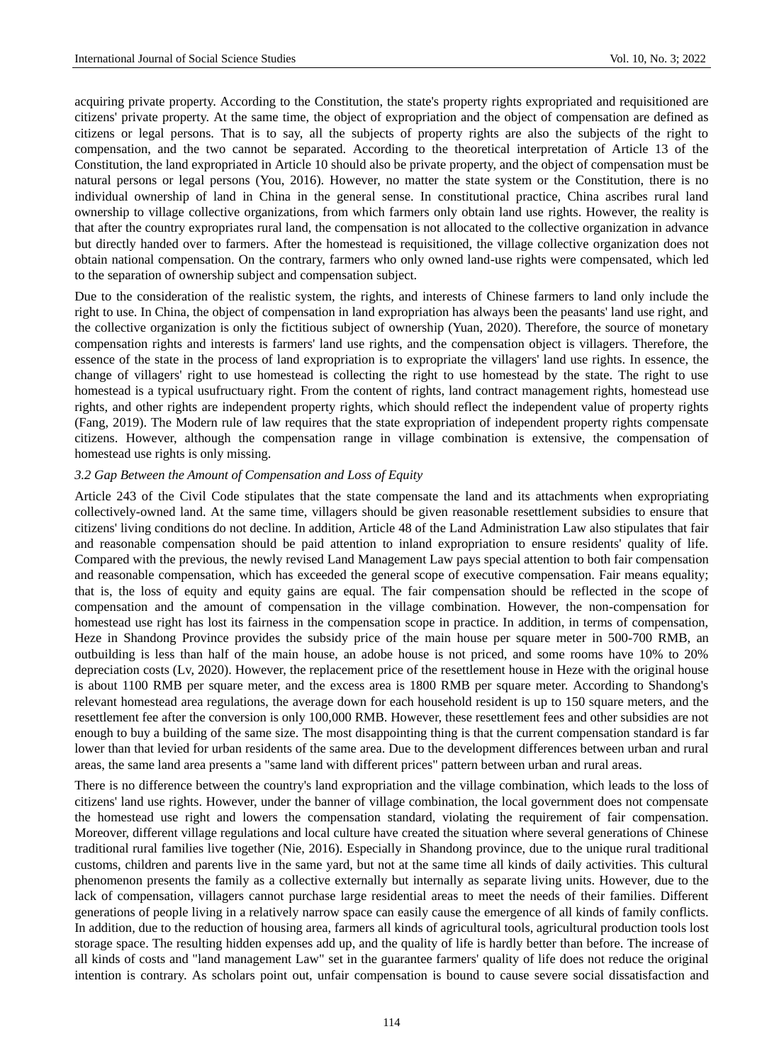acquiring private property. According to the Constitution, the state's property rights expropriated and requisitioned are citizens' private property. At the same time, the object of expropriation and the object of compensation are defined as citizens or legal persons. That is to say, all the subjects of property rights are also the subjects of the right to compensation, and the two cannot be separated. According to the theoretical interpretation of Article 13 of the Constitution, the land expropriated in Article 10 should also be private property, and the object of compensation must be natural persons or legal persons (You, 2016). However, no matter the state system or the Constitution, there is no individual ownership of land in China in the general sense. In constitutional practice, China ascribes rural land ownership to village collective organizations, from which farmers only obtain land use rights. However, the reality is that after the country expropriates rural land, the compensation is not allocated to the collective organization in advance but directly handed over to farmers. After the homestead is requisitioned, the village collective organization does not obtain national compensation. On the contrary, farmers who only owned land-use rights were compensated, which led to the separation of ownership subject and compensation subject.

Due to the consideration of the realistic system, the rights, and interests of Chinese farmers to land only include the right to use. In China, the object of compensation in land expropriation has always been the peasants' land use right, and the collective organization is only the fictitious subject of ownership (Yuan, 2020). Therefore, the source of monetary compensation rights and interests is farmers' land use rights, and the compensation object is villagers. Therefore, the essence of the state in the process of land expropriation is to expropriate the villagers' land use rights. In essence, the change of villagers' right to use homestead is collecting the right to use homestead by the state. The right to use homestead is a typical usufructuary right. From the content of rights, land contract management rights, homestead use rights, and other rights are independent property rights, which should reflect the independent value of property rights (Fang, 2019). The Modern rule of law requires that the state expropriation of independent property rights compensate citizens. However, although the compensation range in village combination is extensive, the compensation of homestead use rights is only missing.

### *3.2 Gap Between the Amount of Compensation and Loss of Equity*

Article 243 of the Civil Code stipulates that the state compensate the land and its attachments when expropriating collectively-owned land. At the same time, villagers should be given reasonable resettlement subsidies to ensure that citizens' living conditions do not decline. In addition, Article 48 of the Land Administration Law also stipulates that fair and reasonable compensation should be paid attention to inland expropriation to ensure residents' quality of life. Compared with the previous, the newly revised Land Management Law pays special attention to both fair compensation and reasonable compensation, which has exceeded the general scope of executive compensation. Fair means equality; that is, the loss of equity and equity gains are equal. The fair compensation should be reflected in the scope of compensation and the amount of compensation in the village combination. However, the non-compensation for homestead use right has lost its fairness in the compensation scope in practice. In addition, in terms of compensation, Heze in Shandong Province provides the subsidy price of the main house per square meter in 500-700 RMB, an outbuilding is less than half of the main house, an adobe house is not priced, and some rooms have 10% to 20% depreciation costs (Lv, 2020). However, the replacement price of the resettlement house in Heze with the original house is about 1100 RMB per square meter, and the excess area is 1800 RMB per square meter. According to Shandong's relevant homestead area regulations, the average down for each household resident is up to 150 square meters, and the resettlement fee after the conversion is only 100,000 RMB. However, these resettlement fees and other subsidies are not enough to buy a building of the same size. The most disappointing thing is that the current compensation standard is far lower than that levied for urban residents of the same area. Due to the development differences between urban and rural areas, the same land area presents a "same land with different prices" pattern between urban and rural areas.

There is no difference between the country's land expropriation and the village combination, which leads to the loss of citizens' land use rights. However, under the banner of village combination, the local government does not compensate the homestead use right and lowers the compensation standard, violating the requirement of fair compensation. Moreover, different village regulations and local culture have created the situation where several generations of Chinese traditional rural families live together (Nie, 2016). Especially in Shandong province, due to the unique rural traditional customs, children and parents live in the same yard, but not at the same time all kinds of daily activities. This cultural phenomenon presents the family as a collective externally but internally as separate living units. However, due to the lack of compensation, villagers cannot purchase large residential areas to meet the needs of their families. Different generations of people living in a relatively narrow space can easily cause the emergence of all kinds of family conflicts. In addition, due to the reduction of housing area, farmers all kinds of agricultural tools, agricultural production tools lost storage space. The resulting hidden expenses add up, and the quality of life is hardly better than before. The increase of all kinds of costs and "land management Law" set in the guarantee farmers' quality of life does not reduce the original intention is contrary. As scholars point out, unfair compensation is bound to cause severe social dissatisfaction and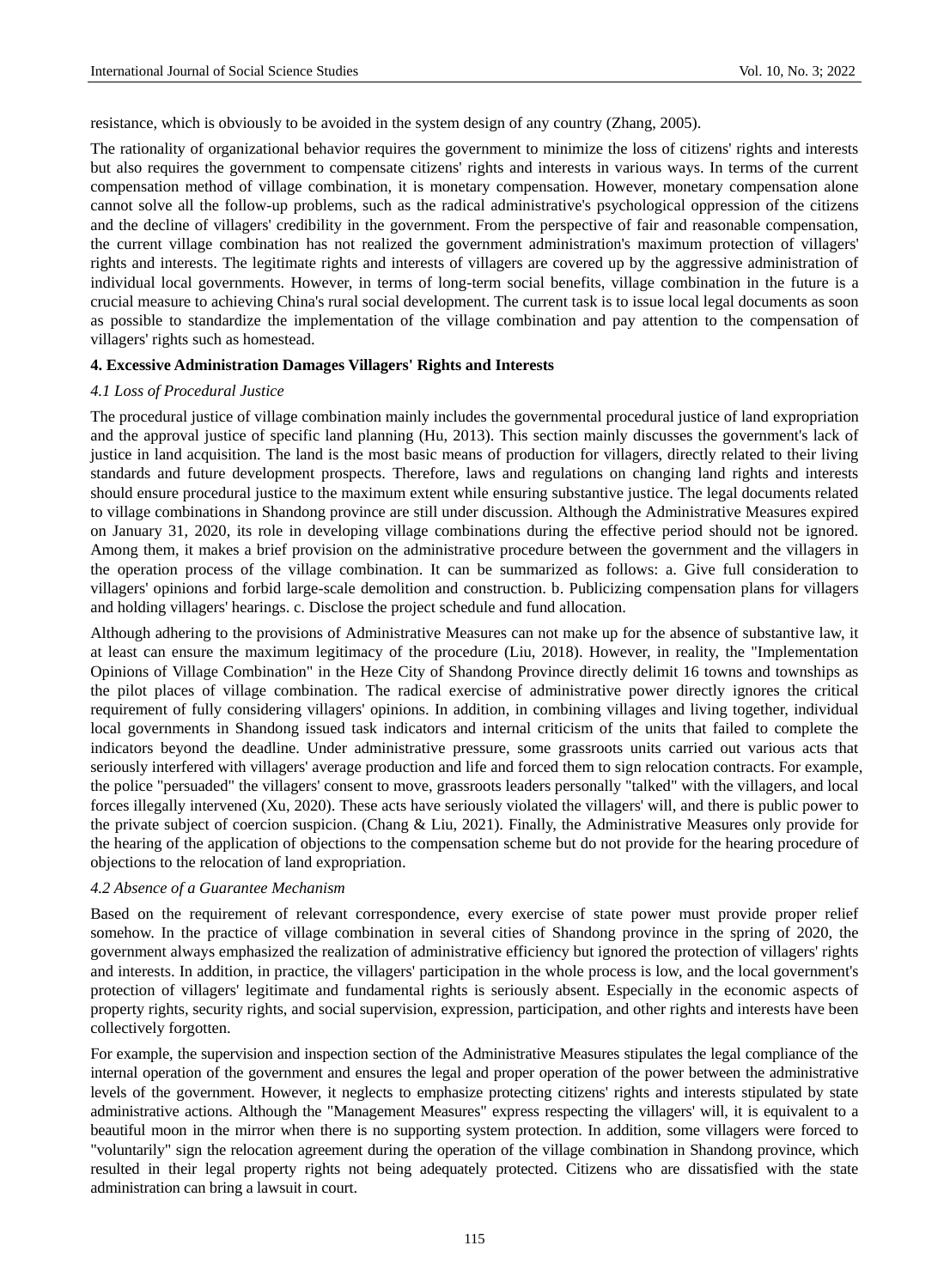resistance, which is obviously to be avoided in the system design of any country (Zhang, 2005).

The rationality of organizational behavior requires the government to minimize the loss of citizens' rights and interests but also requires the government to compensate citizens' rights and interests in various ways. In terms of the current compensation method of village combination, it is monetary compensation. However, monetary compensation alone cannot solve all the follow-up problems, such as the radical administrative's psychological oppression of the citizens and the decline of villagers' credibility in the government. From the perspective of fair and reasonable compensation, the current village combination has not realized the government administration's maximum protection of villagers' rights and interests. The legitimate rights and interests of villagers are covered up by the aggressive administration of individual local governments. However, in terms of long-term social benefits, village combination in the future is a crucial measure to achieving China's rural social development. The current task is to issue local legal documents as soon as possible to standardize the implementation of the village combination and pay attention to the compensation of villagers' rights such as homestead.

## 4. Excessive Administration Damages Villagers' Rights and Interests

### *4.1 Loss of Procedural Justice*

The procedural justice of village combination mainly includes the governmental procedural justice of land expropriation and the approval justice of specific land planning (Hu, 2013). This section mainly discusses the government's lack of justice in land acquisition. The land is the most basic means of production for villagers, directly related to their living standards and future development prospects. Therefore, laws and regulations on changing land rights and interests should ensure procedural justice to the maximum extent while ensuring substantive justice. The legal documents related to village combinations in Shandong province are still under discussion. Although the Administrative Measures expired on January 31, 2020, its role in developing village combinations during the effective period should not be ignored. Among them, it makes a brief provision on the administrative procedure between the government and the villagers in the operation process of the village combination. It can be summarized as follows: a. Give full consideration to villagers' opinions and forbid large-scale demolition and construction. b. Publicizing compensation plans for villagers and holding villagers' hearings. c. Disclose the project schedule and fund allocation.

Although adhering to the provisions of Administrative Measures can not make up for the absence of substantive law, it at least can ensure the maximum legitimacy of the procedure (Liu, 2018). However, in reality, the "Implementation Opinions of Village Combination" in the Heze City of Shandong Province directly delimit 16 towns and townships as the pilot places of village combination. The radical exercise of administrative power directly ignores the critical requirement of fully considering villagers' opinions. In addition, in combining villages and living together, individual local governments in Shandong issued task indicators and internal criticism of the units that failed to complete the indicators beyond the deadline. Under administrative pressure, some grassroots units carried out various acts that seriously interfered with villagers' average production and life and forced them to sign relocation contracts. For example, the police "persuaded" the villagers' consent to move, grassroots leaders personally "talked" with the villagers, and local forces illegally intervened (Xu, 2020). These acts have seriously violated the villagers' will, and there is public power to the private subject of coercion suspicion. (Chang & Liu, 2021). Finally, the Administrative Measures only provide for the hearing of the application of objections to the compensation scheme but do not provide for the hearing procedure of objections to the relocation of land expropriation.

### *4.2 Absence of a Guarantee Mechanism*

Based on the requirement of relevant correspondence, every exercise of state power must provide proper relief somehow. In the practice of village combination in several cities of Shandong province in the spring of 2020, the government always emphasized the realization of administrative efficiency but ignored the protection of villagers' rights and interests. In addition, in practice, the villagers' participation in the whole process is low, and the local government's protection of villagers' legitimate and fundamental rights is seriously absent. Especially in the economic aspects of property rights, security rights, and social supervision, expression, participation, and other rights and interests have been collectively forgotten.

For example, the supervision and inspection section of the Administrative Measures stipulates the legal compliance of the internal operation of the government and ensures the legal and proper operation of the power between the administrative levels of the government. However, it neglects to emphasize protecting citizens' rights and interests stipulated by state administrative actions. Although the "Management Measures" express respecting the villagers' will, it is equivalent to a beautiful moon in the mirror when there is no supporting system protection. In addition, some villagers were forced to "voluntarily" sign the relocation agreement during the operation of the village combination in Shandong province, which resulted in their legal property rights not being adequately protected. Citizens who are dissatisfied with the state administration can bring a lawsuit in court.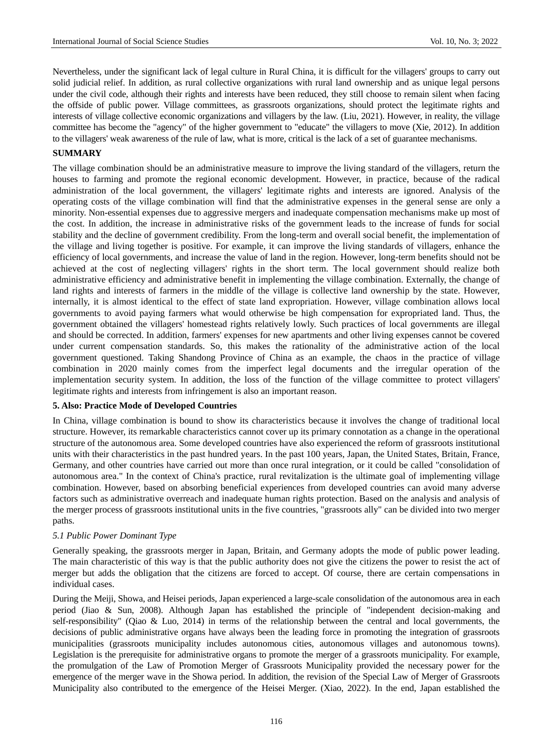Nevertheless, under the significant lack of legal culture in Rural China, it is difficult for the villagers' groups to carry out solid judicial relief. In addition, as rural collective organizations with rural land ownership and as unique legal persons under the civil code, although their rights and interests have been reduced, they still choose to remain silent when facing the offside of public power. Village committees, as grassroots organizations, should protect the legitimate rights and interests of village collective economic organizations and villagers by the law. (Liu, 2021). However, in reality, the village committee has become the "agency" of the higher government to "educate" the villagers to move (Xie, 2012). In addition to the villagers' weak awareness of the rule of law, what is more, critical is the lack of a set of guarantee mechanisms.

**SUMMARY**

The village combination should be an administrative measure to improve the living standard of the villagers, return the houses to farming and promote the regional economic development. However, in practice, because of the radical administration of the local government, the villagers' legitimate rights and interests are ignored. Analysis of the operating costs of the village combination will find that the administrative expenses in the general sense are only a minority. Non-essential expenses due to aggressive mergers and inadequate compensation mechanisms make up most of the cost. In addition, the increase in administrative risks of the government leads to the increase of funds for social stability and the decline of government credibility. From the long-term and overall social benefit, the implementation of the village and living together is positive. For example, it can improve the living standards of villagers, enhance the efficiency of local governments, and increase the value of land in the region. However, long-term benefits should not be achieved at the cost of neglecting villagers' rights in the short term. The local government should realize both administrative efficiency and administrative benefit in implementing the village combination. Externally, the change of land rights and interests of farmers in the middle of the village is collective land ownership by the state. However, internally, it is almost identical to the effect of state land expropriation. However, village combination allows local governments to avoid paying farmers what would otherwise be high compensation for expropriated land. Thus, the government obtained the villagers' homestead rights relatively lowly. Such practices of local governments are illegal and should be corrected. In addition, farmers' expenses for new apartments and other living expenses cannot be covered under current compensation standards. So, this makes the rationality of the administrative action of the local government questioned. Taking Shandong Province of China as an example, the chaos in the practice of village combination in 2020 mainly comes from the imperfect legal documents and the irregular operation of the implementation security system. In addition, the loss of the function of the village committee to protect villagers' legitimate rights and interests from infringement is also an important reason.

**5. Also: Practice Mode of Developed Countries**

In China, village combination is bound to show its characteristics because it involves the change of traditional local structure. However, its remarkable characteristics cannot cover up its primary connotation as a change in the operational structure of the autonomous area. Some developed countries have also experienced the reform of grassroots institutional units with their characteristics in the past hundred years. In the past 100 years, Japan, the United States, Britain, France, Germany, and other countries have carried out more than once rural integration, or it could be called "consolidation of autonomous area." In the context of China's practice, rural revitalization is the ultimate goal of implementing village combination. However, based on absorbing beneficial experiences from developed countries can avoid many adverse factors such as administrative overreach and inadequate human rights protection. Based on the analysis and analysis of the merger process of grassroots institutional units in the five countries, "grassroots ally" can be divided into two merger paths.

*5.1 Public Power Dominant Type*

Generally speaking, the grassroots merger in Japan, Britain, and Germany adopts the mode of public power leading. The main characteristic of this way is that the public authority does not give the citizens the power to resist the act of merger but adds the obligation that the citizens are forced to accept. Of course, there are certain compensations in individual cases.

During the Meiji, Showa, and Heisei periods, Japan experienced a large-scale consolidation of the autonomous area in each period (Jiao & Sun, 2008). Although Japan has established the principle of "independent decision-making and self-responsibility" (Qiao & Luo, 2014) in terms of the relationship between the central and local governments, the decisions of public administrative organs have always been the leading force in promoting the integration of grassroots municipalities (grassroots municipality includes autonomous cities, autonomous villages and autonomous towns). Legislation is the prerequisite for administrative organs to promote the merger of a grassroots municipality. For example, the promulgation of the Law of Promotion Merger of Grassroots Municipality provided the necessary power for the emergence of the merger wave in the Showa period. In addition, the revision of the Special Law of Merger of Grassroots Municipality also contributed to the emergence of the Heisei Merger. (Xiao, 2022). In the end, Japan established the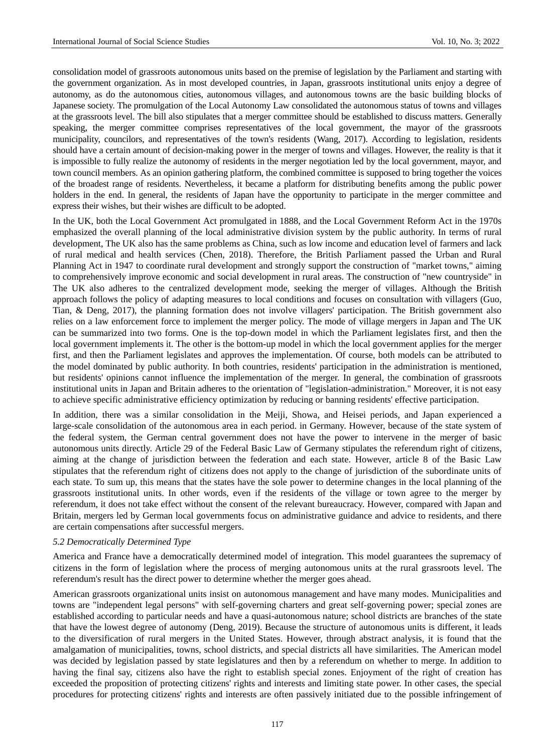consolidation model of grassroots autonomous units based on the premise of legislation by the Parliament and starting with the government organization. As in most developed countries, in Japan, grassroots institutional units enjoy a degree of autonomy, as do the autonomous cities, autonomous villages, and autonomous towns are the basic building blocks of Japanese society. The promulgation of the Local Autonomy Law consolidated the autonomous status of towns and villages at the grassroots level. The bill also stipulates that a merger committee should be established to discuss matters. Generally speaking, the merger committee comprises representatives of the local government, the mayor of the grassroots municipality, councilors, and representatives of the town's residents (Wang, 2017). According to legislation, residents should have a certain amount of decision-making power in the merger of towns and villages. However, the reality is that it is impossible to fully realize the autonomy of residents in the merger negotiation led by the local government, mayor, and town council members. As an opinion gathering platform, the combined committee is supposed to bring together the voices of the broadest range of residents. Nevertheless, it became a platform for distributing benefits among the public power holders in the end. In general, the residents of Japan have the opportunity to participate in the merger committee and express their wishes, but their wishes are difficult to be adopted.

In the UK, both the Local Government Act promulgated in 1888, and the Local Government Reform Act in the 1970s emphasized the overall planning of the local administrative division system by the public authority. In terms of rural development, The UK also has the same problems as China, such as low income and education level of farmers and lack of rural medical and health services (Chen, 2018). Therefore, the British Parliament passed the Urban and Rural Planning Act in 1947 to coordinate rural development and strongly support the construction of "market towns," aiming to comprehensively improve economic and social development in rural areas. The construction of "new countryside" in The UK also adheres to the centralized development mode, seeking the merger of villages. Although the British approach follows the policy of adapting measures to local conditions and focuses on consultation with villagers (Guo, Tian, & Deng, 2017), the planning formation does not involve villagers' participation. The British government also relies on a law enforcement force to implement the merger policy. The mode of village mergers in Japan and The UK can be summarized into two forms. One is the top-down model in which the Parliament legislates first, and then the local government implements it. The other is the bottom-up model in which the local government applies for the merger first, and then the Parliament legislates and approves the implementation. Of course, both models can be attributed to the model dominated by public authority. In both countries, residents' participation in the administration is mentioned, but residents' opinions cannot influence the implementation of the merger. In general, the combination of grassroots institutional units in Japan and Britain adheres to the orientation of "legislation-administration." Moreover, it is not easy to achieve specific administrative efficiency optimization by reducing or banning residents' effective participation.

In addition, there was a similar consolidation in the Meiji, Showa, and Heisei periods, and Japan experienced a large-scale consolidation of the autonomous area in each period. in Germany. However, because of the state system of the federal system, the German central government does not have the power to intervene in the merger of basic autonomous units directly. Article 29 of the Federal Basic Law of Germany stipulates the referendum right of citizens, aiming at the change of jurisdiction between the federation and each state. However, article 8 of the Basic Law stipulates that the referendum right of citizens does not apply to the change of jurisdiction of the subordinate units of each state. To sum up, this means that the states have the sole power to determine changes in the local planning of the grassroots institutional units. In other words, even if the residents of the village or town agree to the merger by referendum, it does not take effect without the consent of the relevant bureaucracy. However, compared with Japan and Britain, mergers led by German local governments focus on administrative guidance and advice to residents, and there are certain compensations after successful mergers.

### *5.2 Democratically Determined Type*

America and France have a democratically determined model of integration. This model guarantees the supremacy of citizens in the form of legislation where the process of merging autonomous units at the rural grassroots level. The referendum's result has the direct power to determine whether the merger goes ahead.

American grassroots organizational units insist on autonomous management and have many modes. Municipalities and towns are "independent legal persons" with self-governing charters and great self-governing power; special zones are established according to particular needs and have a quasi-autonomous nature; school districts are branches of the state that have the lowest degree of autonomy (Deng, 2019). Because the structure of autonomous units is different, it leads to the diversification of rural mergers in the United States. However, through abstract analysis, it is found that the amalgamation of municipalities, towns, school districts, and special districts all have similarities. The American model was decided by legislation passed by state legislatures and then by a referendum on whether to merge. In addition to having the final say, citizens also have the right to establish special zones. Enjoyment of the right of creation has exceeded the proposition of protecting citizens' rights and interests and limiting state power. In other cases, the special procedures for protecting citizens' rights and interests are often passively initiated due to the possible infringement of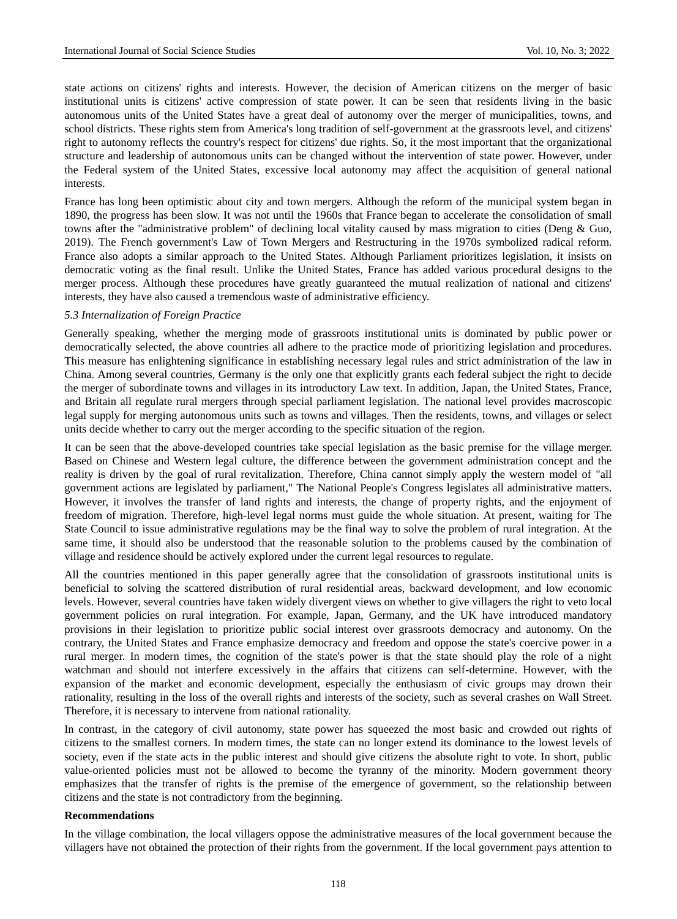state actions on citizens' rights and interests. However, the decision of American citizens on the merger of basic institutional units is citizens' active compression of state power. It can be seen that residents living in the basic autonomous units of the United States have a great deal of autonomy over the merger of municipalities, towns, and school districts. These rights stem from America's long tradition of self-government at the grassroots level, and citizens' right to autonomy reflects the country's respect for citizens' due rights. So, it the most important that the organizational structure and leadership of autonomous units can be changed without the intervention of state power. However, under the Federal system of the United States, excessive local autonomy may affect the acquisition of general national interests.

France has long been optimistic about city and town mergers. Although the reform of the municipal system began in 1890, the progress has been slow. It was not until the 1960s that France began to accelerate the consolidation of small towns after the "administrative problem" of declining local vitality caused by mass migration to cities (Deng & Guo, 2019). The French government's Law of Town Mergers and Restructuring in the 1970s symbolized radical reform. France also adopts a similar approach to the United States. Although Parliament prioritizes legislation, it insists on democratic voting as the final result. Unlike the United States, France has added various procedural designs to the merger process. Although these procedures have greatly guaranteed the mutual realization of national and citizens' interests, they have also caused a tremendous waste of administrative efficiency.

### *5.3 Internalization of Foreign Practice*

Generally speaking, whether the merging mode of grassroots institutional units is dominated by public power or democratically selected, the above countries all adhere to the practice mode of prioritizing legislation and procedures. This measure has enlightening significance in establishing necessary legal rules and strict administration of the law in China. Among several countries, Germany is the only one that explicitly grants each federal subject the right to decide the merger of subordinate towns and villages in its introductory Law text. In addition, Japan, the United States, France, and Britain all regulate rural mergers through special parliament legislation. The national level provides macroscopic legal supply for merging autonomous units such as towns and villages. Then the residents, towns, and villages or select units decide whether to carry out the merger according to the specific situation of the region.

It can be seen that the above-developed countries take special legislation as the basic premise for the village merger. Based on Chinese and Western legal culture, the difference between the government administration concept and the reality is driven by the goal of rural revitalization. Therefore, China cannot simply apply the western model of "all government actions are legislated by parliament," The National People's Congress legislates all administrative matters. However, it involves the transfer of land rights and interests, the change of property rights, and the enjoyment of freedom of migration. Therefore, high-level legal norms must guide the whole situation. At present, waiting for The State Council to issue administrative regulations may be the final way to solve the problem of rural integration. At the same time, it should also be understood that the reasonable solution to the problems caused by the combination of village and residence should be actively explored under the current legal resources to regulate.

All the countries mentioned in this paper generally agree that the consolidation of grassroots institutional units is beneficial to solving the scattered distribution of rural residential areas, backward development, and low economic levels. However, several countries have taken widely divergent views on whether to give villagers the right to veto local government policies on rural integration. For example, Japan, Germany, and the UK have introduced mandatory provisions in their legislation to prioritize public social interest over grassroots democracy and autonomy. On the contrary, the United States and France emphasize democracy and freedom and oppose the state's coercive power in a rural merger. In modern times, the cognition of the state's power is that the state should play the role of a night watchman and should not interfere excessively in the affairs that citizens can self-determine. However, with the expansion of the market and economic development, especially the enthusiasm of civic groups may drown their rationality, resulting in the loss of the overall rights and interests of the society, such as several crashes on Wall Street. Therefore, it is necessary to intervene from national rationality.

In contrast, in the category of civil autonomy, state power has squeezed the most basic and crowded out rights of citizens to the smallest corners. In modern times, the state can no longer extend its dominance to the lowest levels of society, even if the state acts in the public interest and should give citizens the absolute right to vote. In short, public value-oriented policies must not be allowed to become the tyranny of the minority. Modern government theory emphasizes that the transfer of rights is the premise of the emergence of government, so the relationship between citizens and the state is not contradictory from the beginning.

**Recommendations**

In the village combination, the local villagers oppose the administrative measures of the local government because the villagers have not obtained the protection of their rights from the government. If the local government pays attention to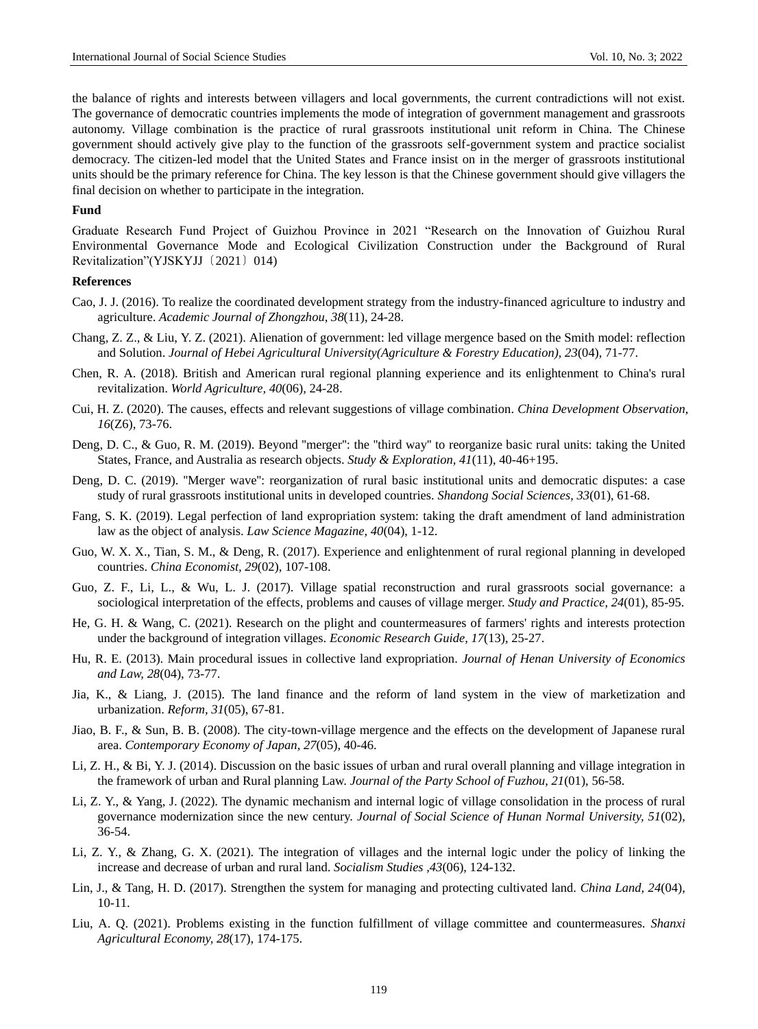the balance of rights and interests between villagers and local governments, the current contradictions will not exist. The governance of democratic countries implements the mode of integration of government management and grassroots autonomy. Village combination is the practice of rural grassroots institutional unit reform in China. The Chinese government should actively give play to the function of the grassroots self-government system and practice socialist democracy. The citizen-led model that the United States and France insist on in the merger of grassroots institutional units should be the primary reference for China. The key lesson is that the Chinese government should give villagers the final decision on whether to participate in the integration.

**Fund**

Graduate Research Fund Project of Guizhou Province in 2021 "Research on the Innovation of Guizhou Rural Environmental Governance Mode and Ecological Civilization Construction under the Background of Rural Revitalization"(YJSKYJJ〔2021〕014)

**References**

Cao, J. J. (2016). To realize the coordinated development strategy from the industry-financed agriculture to industry and agriculture. *Academic Journal of Zhongzhou, 38*(11), 24-28.

Chang, Z. Z., & Liu, Y. Z. (2021). Alienation of government: led village mergence based on the Smith model: reflection and Solution. *Journal of Hebei Agricultural University(Agriculture & Forestry Education), 23*(04), 71-77.

Chen, R. A. (2018). British and American rural regional planning experience and its enlightenment to China's rural revitalization. *World Agriculture, 40*(06), 24-28.

Cui, H. Z. (2020). The causes, effects and relevant suggestions of village combination. *China Development Observation, 16*(Z6), 73-76.

Deng, D. C., & Guo, R. M. (2019). Beyond "merger": the "third way" to reorganize basic rural units: taking the United States, France, and Australia as research objects. *Study & Exploration, 41*(11), 40-46+195.

Deng, D. C. (2019). "Merger wave": reorganization of rural basic institutional units and democratic disputes: a case study of rural grassroots institutional units in developed countries. *Shandong Social Sciences, 33*(01), 61-68.

Fang, S. K. (2019). Legal perfection of land expropriation system: taking the draft amendment of land administration law as the object of analysis. *Law Science Magazine, 40*(04), 1-12.

Guo, W. X. X., Tian, S. M., & Deng, R. (2017). Experience and enlightenment of rural regional planning in developed countries. *China Economist, 29*(02), 107-108.

Guo, Z. F., Li, L., & Wu, L. J. (2017). Village spatial reconstruction and rural grassroots social governance: a sociological interpretation of the effects, problems and causes of village merger. *Study and Practice, 24*(01), 85-95.

He, G. H. & Wang, C. (2021). Research on the plight and countermeasures of farmers' rights and interests protection under the background of integration villages. *Economic Research Guide, 17*(13), 25-27.

Hu, R. E. (2013). Main procedural issues in collective land expropriation. *Journal of Henan University of Economics and Law, 28*(04), 73-77.

Jia, K., & Liang, J. (2015). The land finance and the reform of land system in the view of marketization and urbanization. *Reform, 31*(05), 67-81.

Jiao, B. F., & Sun, B. B. (2008). The city-town-village mergence and the effects on the development of Japanese rural area. *Contemporary Economy of Japan, 27*(05), 40-46.

Li, Z. H., & Bi, Y. J. (2014). Discussion on the basic issues of urban and rural overall planning and village integration in the framework of urban and Rural planning Law. *Journal of the Party School of Fuzhou, 21*(01), 56-58.

Li, Z. Y., & Yang, J. (2022). The dynamic mechanism and internal logic of village consolidation in the process of rural governance modernization since the new century. *Journal of Social Science of Hunan Normal University, 51*(02), 36-54.

Li, Z. Y., & Zhang, G. X. (2021). The integration of villages and the internal logic under the policy of linking the increase and decrease of urban and rural land. *Socialism Studies ,43*(06), 124-132.

Lin, J., & Tang, H. D. (2017). Strengthen the system for managing and protecting cultivated land. *China Land, 24*(04), 10-11.

Liu, A. Q. (2021). Problems existing in the function fulfillment of village committee and countermeasures. *Shanxi Agricultural Economy, 28*(17), 174-175.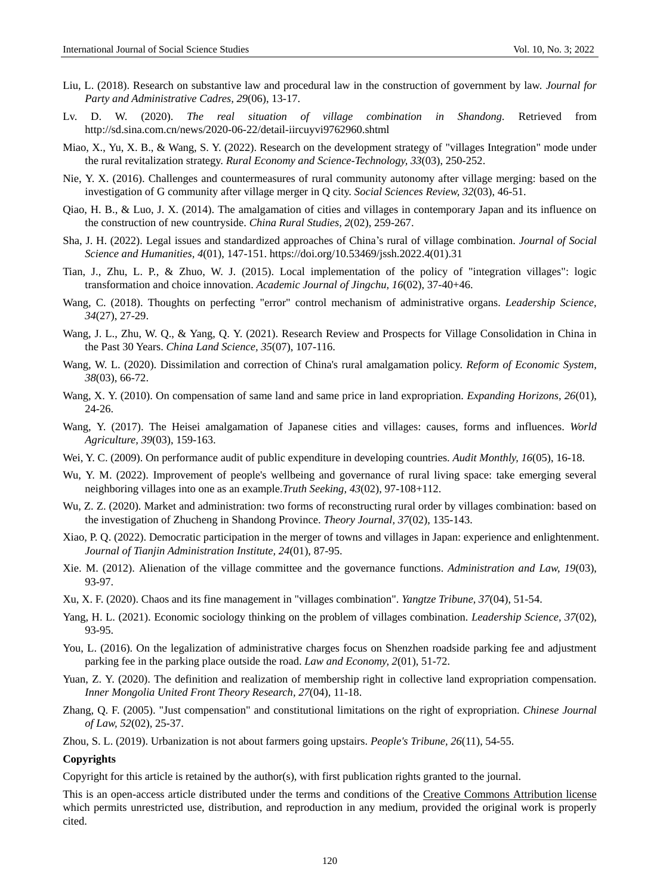Liu, L. (2018). Research on substantive law and procedural law in the construction of government by law. *Journal for Party and Administrative Cadres, 29*(06), 13-17.

Lv. D. W. (2020). *The real situation of village combination in Shandong*. Retrieved from http://sd.sina.com.cn/news/2020-06-22/detail-iircuyvi9762960.shtml

Miao, X., Yu, X. B., & Wang, S. Y. (2022). Research on the development strategy of "villages Integration" mode under the rural revitalization strategy. *Rural Economy and Science-Technology, 33*(03), 250-252.

Nie, Y. X. (2016). Challenges and countermeasures of rural community autonomy after village merging: based on the investigation of G community after village merger in Q city. *Social Sciences Review, 32*(03), 46-51.

Qiao, H. B., & Luo, J. X. (2014). The amalgamation of cities and villages in contemporary Japan and its influence on the construction of new countryside. *China Rural Studies, 2*(02), 259-267.

Sha, J. H. (2022). Legal issues and standardized approaches of China's rural of village combination. *Journal of Social Science and Humanities, 4*(01), 147-151. https://doi.org/10.53469/jssh.2022.4(01).31

Tian, J., Zhu, L. P., & Zhuo, W. J. (2015). Local implementation of the policy of "integration villages": logic transformation and choice innovation. *Academic Journal of Jingchu, 16*(02), 37-40+46.

Wang, C. (2018). Thoughts on perfecting "error" control mechanism of administrative organs. *Leadership Science, 34*(27), 27-29.

Wang, J. L., Zhu, W. Q., & Yang, Q. Y. (2021). Research Review and Prospects for Village Consolidation in China in the Past 30 Years. *China Land Science, 35*(07), 107-116.

Wang, W. L. (2020). Dissimilation and correction of China's rural amalgamation policy. *Reform of Economic System, 38*(03), 66-72.

Wang, X. Y. (2010). On compensation of same land and same price in land expropriation. *Expanding Horizons, 26*(01), 24-26.

Wang, Y. (2017). The Heisei amalgamation of Japanese cities and villages: causes, forms and influences. *World Agriculture, 39*(03), 159-163.

Wei, Y. C. (2009). On performance audit of public expenditure in developing countries. *Audit Monthly, 16*(05), 16-18.

Wu, Y. M. (2022). Improvement of people's wellbeing and governance of rural living space: take emerging several neighboring villages into one as an example.*Truth Seeking, 43*(02), 97-108+112.

Wu, Z. Z. (2020). Market and administration: two forms of reconstructing rural order by villages combination: based on the investigation of Zhucheng in Shandong Province. *Theory Journal, 37*(02), 135-143.

Xiao, P. Q. (2022). Democratic participation in the merger of towns and villages in Japan: experience and enlightenment. *Journal of Tianjin Administration Institute, 24*(01), 87-95.

Xie. M. (2012). Alienation of the village committee and the governance functions. *Administration and Law, 19*(03), 93-97.

Xu, X. F. (2020). Chaos and its fine management in "villages combination". *Yangtze Tribune, 37*(04), 51-54.

Yang, H. L. (2021). Economic sociology thinking on the problem of villages combination. *Leadership Science, 37*(02), 93-95.

You, L. (2016). On the legalization of administrative charges focus on Shenzhen roadside parking fee and adjustment parking fee in the parking place outside the road. *Law and Economy, 2*(01), 51-72.

Yuan, Z. Y. (2020). The definition and realization of membership right in collective land expropriation compensation. *Inner Mongolia United Front Theory Research, 27*(04), 11-18.

Zhang, Q. F. (2005). "Just compensation" and constitutional limitations on the right of expropriation. *Chinese Journal of Law, 52*(02), 25-37.

Zhou, S. L. (2019). Urbanization is not about farmers going upstairs. *People's Tribune, 26*(11), 54-55.

**Copyrights**

Copyright for this article is retained by the author(s), with first publication rights granted to the journal.

This is an open-access article distributed under the terms and conditions of the Creative Commons Attribution license which permits unrestricted use, distribution, and reproduction in any medium, provided the original work is properly cited.